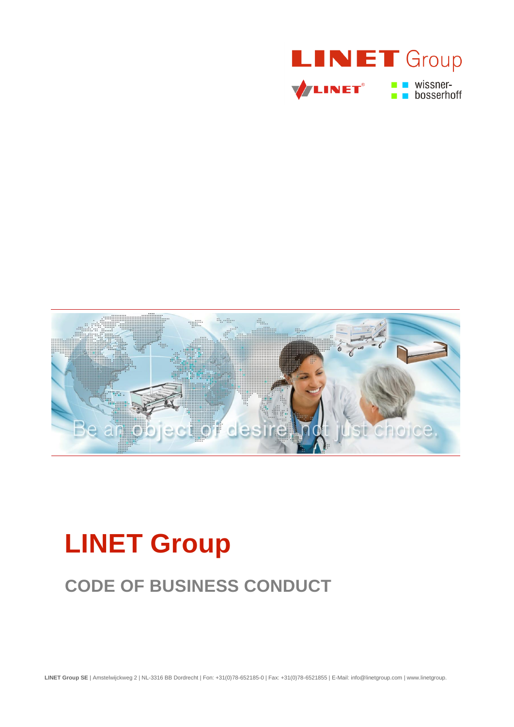# LINET Group

## CODE OF BUSINESS CONDUCT

**LINET Group SE** | Amstelwijckweg 2 | NL-3316 BB Dordrecht | Fon: +31(0)78-652185-0 | Fax: +31(0)78-6521855 | E-Mail: info@linetgroup.com | www.linetgroup.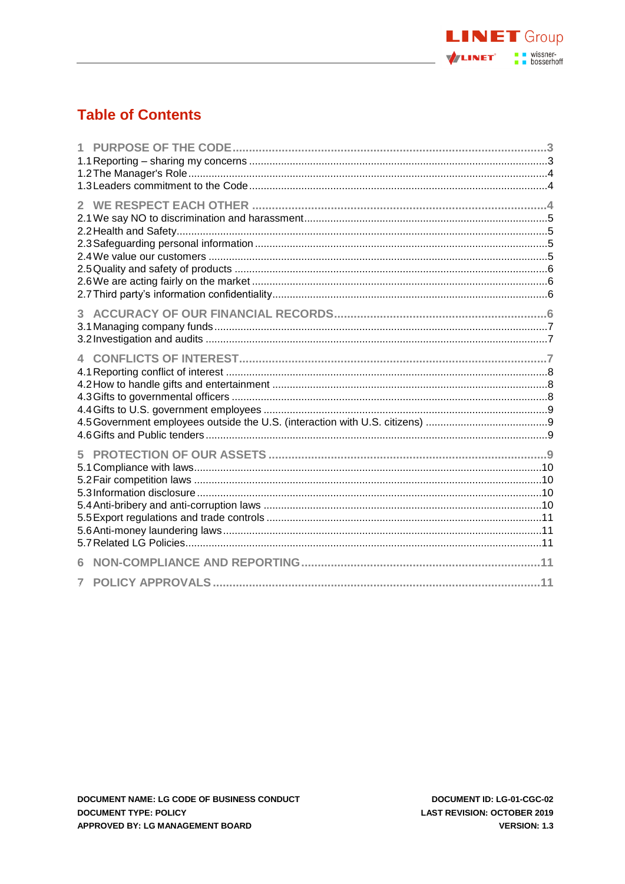# Table of Contents

1 PURPOSE OF THE CODE ........................................................................ 3
1.1 Reporting – sharing my concerns ........................................................ 3
1.2 The Manager's Role ........................................................................ 4
1.3 Leaders commitment to the Code ........................................................ 4

2 WE RESPECT EACH OTHER .................................................................... 4
2.1 We say NO to discrimination and harassment ........................................ 5
2.2 Health and Safety ........................................................................... 5
2.3 Safeguarding personal information ...................................................... 5
2.4 We value our customers ................................................................... 5
2.5 Quality and safety of products ........................................................... 6
2.6 We are acting fairly on the market ...................................................... 6
2.7 Third party's information confidentiality ................................................ 6

3 ACCURACY OF OUR FINANCIAL RECORDS ............................................... 6
3.1 Managing company funds ................................................................. 7
3.2 Investigation and audits ................................................................... 7

4 CONFLICTS OF INTEREST ...................................................................... 7
4.1 Reporting conflict of interest ............................................................. 8
4.2 How to handle gifts and entertainment ................................................ 8
4.3 Gifts to governmental officers ............................................................ 8
4.4 Gifts to U.S. government employees ................................................... 9
4.5 Government employees outside the U.S. (interaction with U.S. citizens) ........ 9
4.6 Gifts and Public tenders ................................................................... 9

5 PROTECTION OF OUR ASSETS ................................................................ 9
5.1 Compliance with laws ..................................................................... 10
5.2 Fair competition laws ...................................................................... 10
5.3 Information disclosure .................................................................... 10
5.4 Anti-bribery and anti-corruption laws .................................................. 10
5.5 Export regulations and trade controls ................................................. 11
5.6 Anti-money laundering laws .............................................................. 11
5.7 Related LG Policies ......................................................................... 11

6 NON-COMPLIANCE AND REPORTING ....................................................... 11

7 POLICY APPROVALS ............................................................................ 11

**DOCUMENT NAME: LG CODE OF BUSINESS CONDUCT**
**DOCUMENT TYPE: POLICY**
**APPROVED BY: LG MANAGEMENT BOARD**

**DOCUMENT ID: LG-01-CGC-02**
**LAST REVISION: OCTOBER 2019**
**VERSION: 1.3**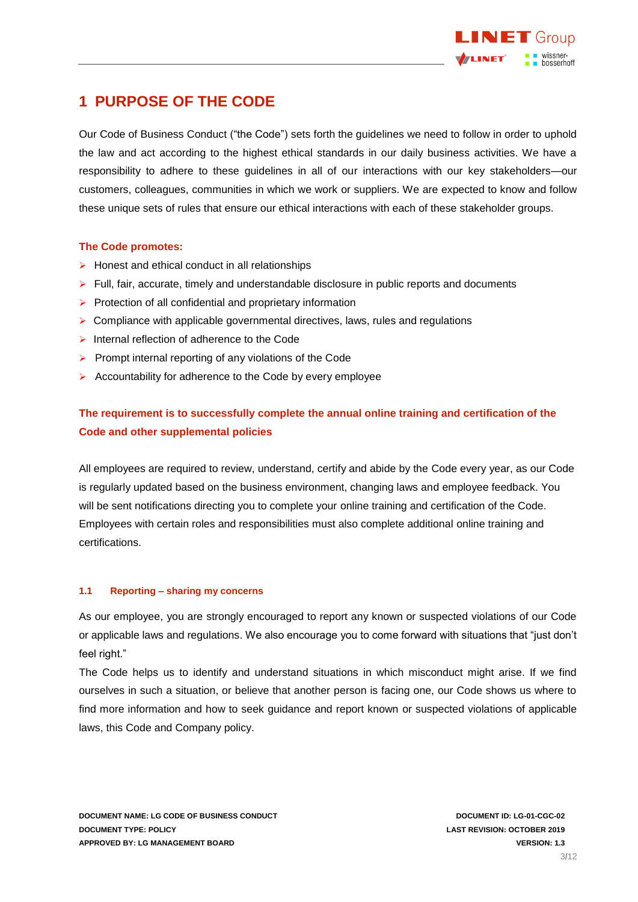# 1 PURPOSE OF THE CODE

Our Code of Business Conduct ("the Code") sets forth the guidelines we need to follow in order to uphold the law and act according to the highest ethical standards in our daily business activities. We have a responsibility to adhere to these guidelines in all of our interactions with our key stakeholders—our customers, colleagues, communities in which we work or suppliers. We are expected to know and follow these unique sets of rules that ensure our ethical interactions with each of these stakeholder groups.

**The Code promotes:**

- Honest and ethical conduct in all relationships
- Full, fair, accurate, timely and understandable disclosure in public reports and documents
- Protection of all confidential and proprietary information
- Compliance with applicable governmental directives, laws, rules and regulations
- Internal reflection of adherence to the Code
- Prompt internal reporting of any violations of the Code
- Accountability for adherence to the Code by every employee

**The requirement is to successfully complete the annual online training and certification of the Code and other supplemental policies**

All employees are required to review, understand, certify and abide by the Code every year, as our Code is regularly updated based on the business environment, changing laws and employee feedback. You will be sent notifications directing you to complete your online training and certification of the Code. Employees with certain roles and responsibilities must also complete additional online training and certifications.

### 1.1 Reporting – sharing my concerns

As our employee, you are strongly encouraged to report any known or suspected violations of our Code or applicable laws and regulations. We also encourage you to come forward with situations that "just don't feel right."

The Code helps us to identify and understand situations in which misconduct might arise. If we find ourselves in such a situation, or believe that another person is facing one, our Code shows us where to find more information and how to seek guidance and report known or suspected violations of applicable laws, this Code and Company policy.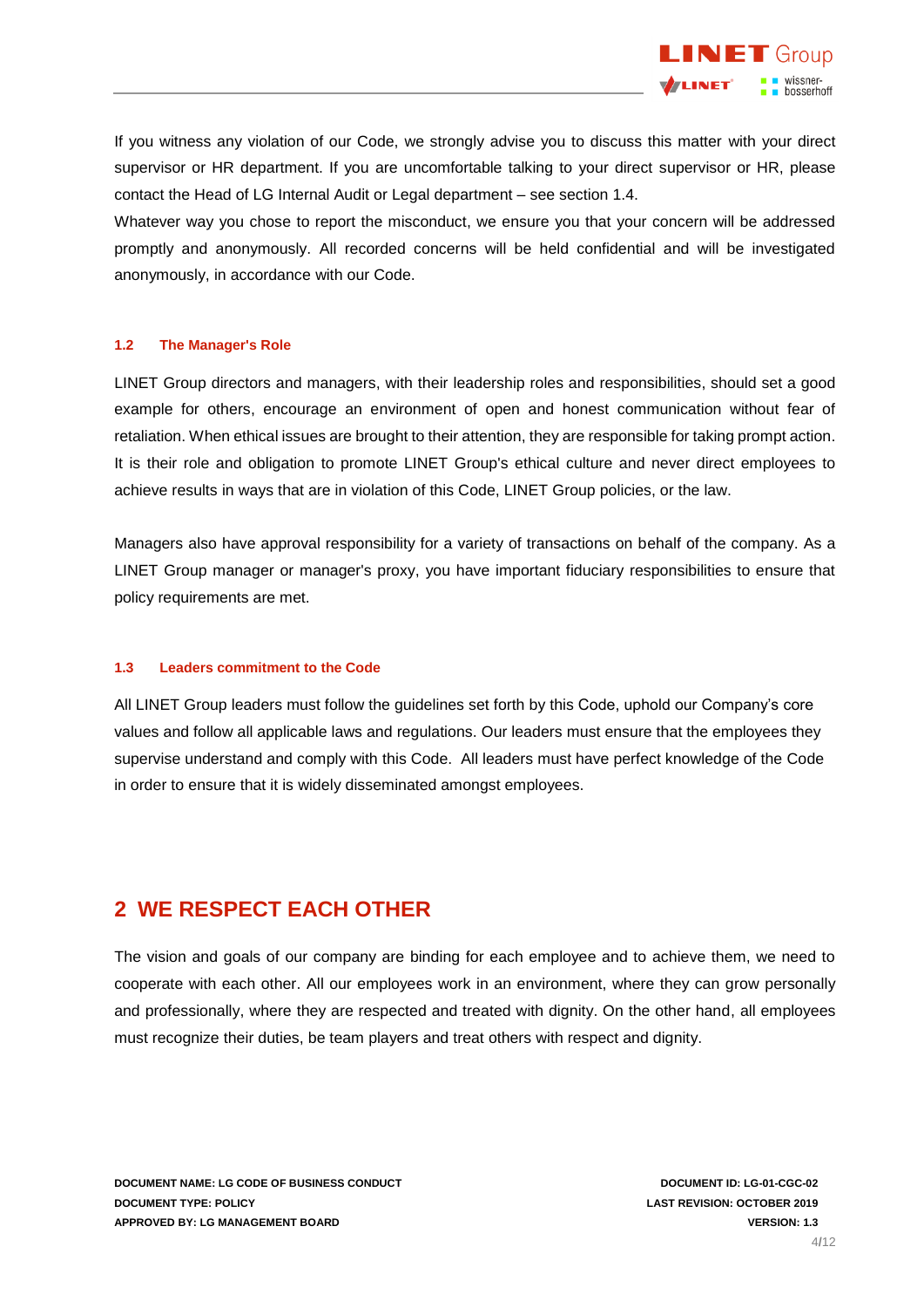If you witness any violation of our Code, we strongly advise you to discuss this matter with your direct supervisor or HR department. If you are uncomfortable talking to your direct supervisor or HR, please contact the Head of LG Internal Audit or Legal department – see section 1.4.
Whatever way you chose to report the misconduct, we ensure you that your concern will be addressed promptly and anonymously. All recorded concerns will be held confidential and will be investigated anonymously, in accordance with our Code.

### 1.2 The Manager's Role

LINET Group directors and managers, with their leadership roles and responsibilities, should set a good example for others, encourage an environment of open and honest communication without fear of retaliation. When ethical issues are brought to their attention, they are responsible for taking prompt action. It is their role and obligation to promote LINET Group's ethical culture and never direct employees to achieve results in ways that are in violation of this Code, LINET Group policies, or the law.

Managers also have approval responsibility for a variety of transactions on behalf of the company. As a LINET Group manager or manager's proxy, you have important fiduciary responsibilities to ensure that policy requirements are met.

### 1.3 Leaders commitment to the Code

All LINET Group leaders must follow the guidelines set forth by this Code, uphold our Company's core values and follow all applicable laws and regulations. Our leaders must ensure that the employees they supervise understand and comply with this Code. All leaders must have perfect knowledge of the Code in order to ensure that it is widely disseminated amongst employees.

## 2 WE RESPECT EACH OTHER

The vision and goals of our company are binding for each employee and to achieve them, we need to cooperate with each other. All our employees work in an environment, where they can grow personally and professionally, where they are respected and treated with dignity. On the other hand, all employees must recognize their duties, be team players and treat others with respect and dignity.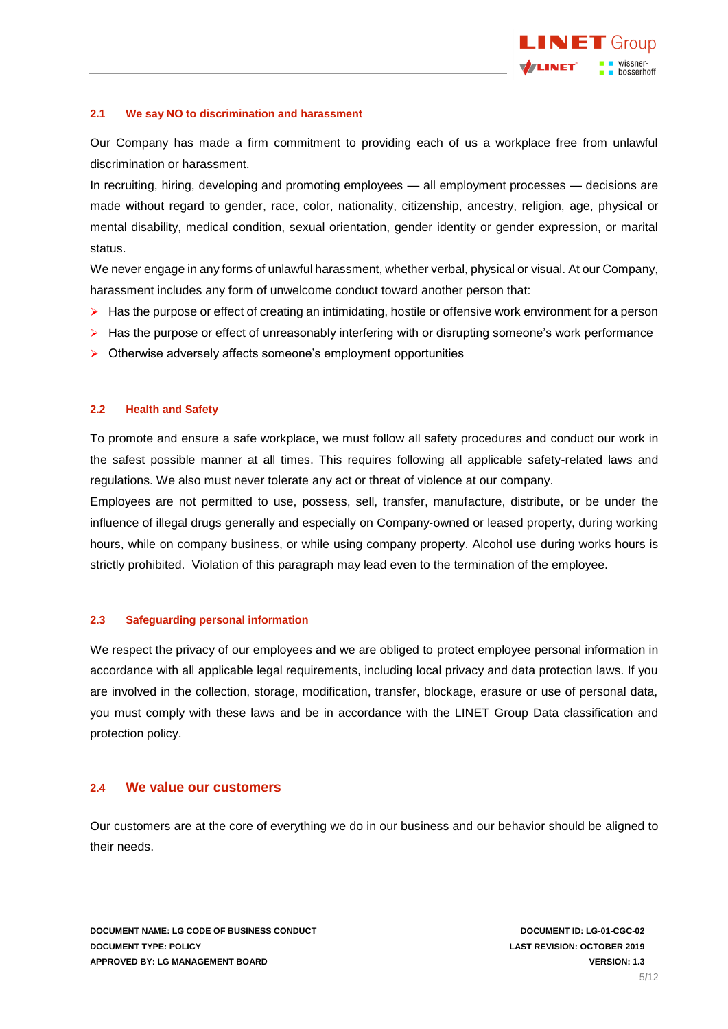### 2.1 We say NO to discrimination and harassment

Our Company has made a firm commitment to providing each of us a workplace free from unlawful discrimination or harassment.

In recruiting, hiring, developing and promoting employees — all employment processes — decisions are made without regard to gender, race, color, nationality, citizenship, ancestry, religion, age, physical or mental disability, medical condition, sexual orientation, gender identity or gender expression, or marital status.

We never engage in any forms of unlawful harassment, whether verbal, physical or visual. At our Company, harassment includes any form of unwelcome conduct toward another person that:

- Has the purpose or effect of creating an intimidating, hostile or offensive work environment for a person
- Has the purpose or effect of unreasonably interfering with or disrupting someone's work performance
- Otherwise adversely affects someone's employment opportunities

### 2.2 Health and Safety

To promote and ensure a safe workplace, we must follow all safety procedures and conduct our work in the safest possible manner at all times. This requires following all applicable safety-related laws and regulations. We also must never tolerate any act or threat of violence at our company.

Employees are not permitted to use, possess, sell, transfer, manufacture, distribute, or be under the influence of illegal drugs generally and especially on Company-owned or leased property, during working hours, while on company business, or while using company property. Alcohol use during works hours is strictly prohibited. Violation of this paragraph may lead even to the termination of the employee.

### 2.3 Safeguarding personal information

We respect the privacy of our employees and we are obliged to protect employee personal information in accordance with all applicable legal requirements, including local privacy and data protection laws. If you are involved in the collection, storage, modification, transfer, blockage, erasure or use of personal data, you must comply with these laws and be in accordance with the LINET Group Data classification and protection policy.

## 2.4 We value our customers

Our customers are at the core of everything we do in our business and our behavior should be aligned to their needs.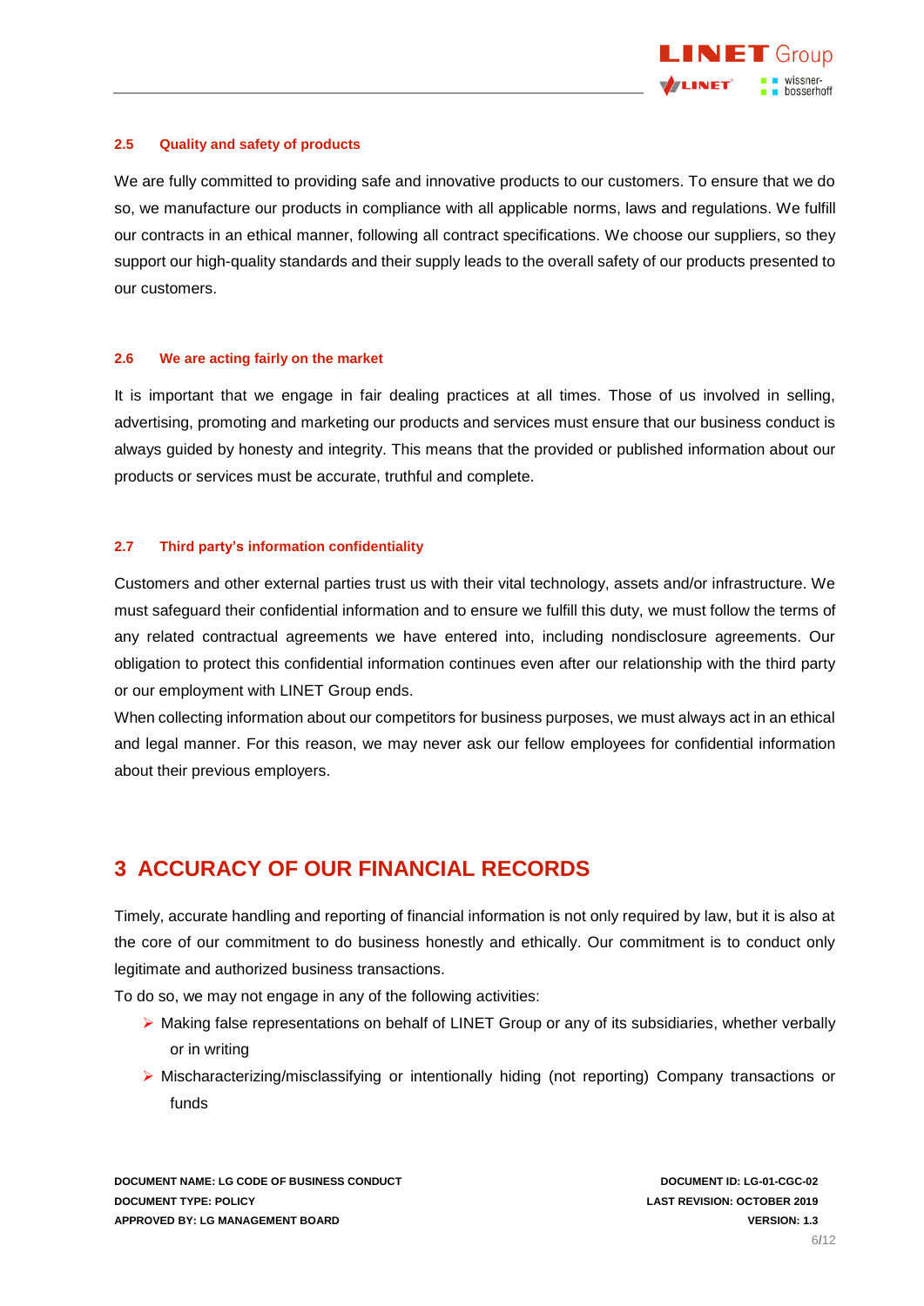### 2.5 Quality and safety of products

We are fully committed to providing safe and innovative products to our customers. To ensure that we do so, we manufacture our products in compliance with all applicable norms, laws and regulations. We fulfill our contracts in an ethical manner, following all contract specifications. We choose our suppliers, so they support our high-quality standards and their supply leads to the overall safety of our products presented to our customers.

### 2.6 We are acting fairly on the market

It is important that we engage in fair dealing practices at all times. Those of us involved in selling, advertising, promoting and marketing our products and services must ensure that our business conduct is always guided by honesty and integrity. This means that the provided or published information about our products or services must be accurate, truthful and complete.

### 2.7 Third party's information confidentiality

Customers and other external parties trust us with their vital technology, assets and/or infrastructure. We must safeguard their confidential information and to ensure we fulfill this duty, we must follow the terms of any related contractual agreements we have entered into, including nondisclosure agreements. Our obligation to protect this confidential information continues even after our relationship with the third party or our employment with LINET Group ends.

When collecting information about our competitors for business purposes, we must always act in an ethical and legal manner. For this reason, we may never ask our fellow employees for confidential information about their previous employers.

## 3 ACCURACY OF OUR FINANCIAL RECORDS

Timely, accurate handling and reporting of financial information is not only required by law, but it is also at the core of our commitment to do business honestly and ethically. Our commitment is to conduct only legitimate and authorized business transactions.

To do so, we may not engage in any of the following activities:

- Making false representations on behalf of LINET Group or any of its subsidiaries, whether verbally or in writing
- Mischaracterizing/misclassifying or intentionally hiding (not reporting) Company transactions or funds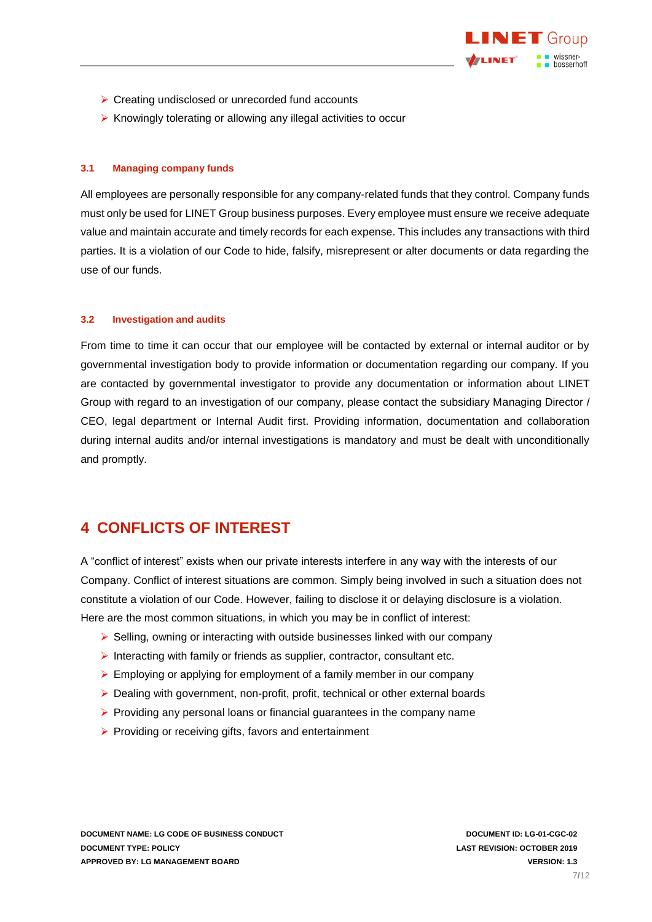- Creating undisclosed or unrecorded fund accounts
- Knowingly tolerating or allowing any illegal activities to occur

### 3.1 Managing company funds

All employees are personally responsible for any company-related funds that they control. Company funds must only be used for LINET Group business purposes. Every employee must ensure we receive adequate value and maintain accurate and timely records for each expense. This includes any transactions with third parties. It is a violation of our Code to hide, falsify, misrepresent or alter documents or data regarding the use of our funds.

### 3.2 Investigation and audits

From time to time it can occur that our employee will be contacted by external or internal auditor or by governmental investigation body to provide information or documentation regarding our company. If you are contacted by governmental investigator to provide any documentation or information about LINET Group with regard to an investigation of our company, please contact the subsidiary Managing Director / CEO, legal department or Internal Audit first. Providing information, documentation and collaboration during internal audits and/or internal investigations is mandatory and must be dealt with unconditionally and promptly.

## 4 CONFLICTS OF INTEREST

A "conflict of interest" exists when our private interests interfere in any way with the interests of our Company. Conflict of interest situations are common. Simply being involved in such a situation does not constitute a violation of our Code. However, failing to disclose it or delaying disclosure is a violation. Here are the most common situations, in which you may be in conflict of interest:

- Selling, owning or interacting with outside businesses linked with our company
- Interacting with family or friends as supplier, contractor, consultant etc.
- Employing or applying for employment of a family member in our company
- Dealing with government, non-profit, profit, technical or other external boards
- Providing any personal loans or financial guarantees in the company name
- Providing or receiving gifts, favors and entertainment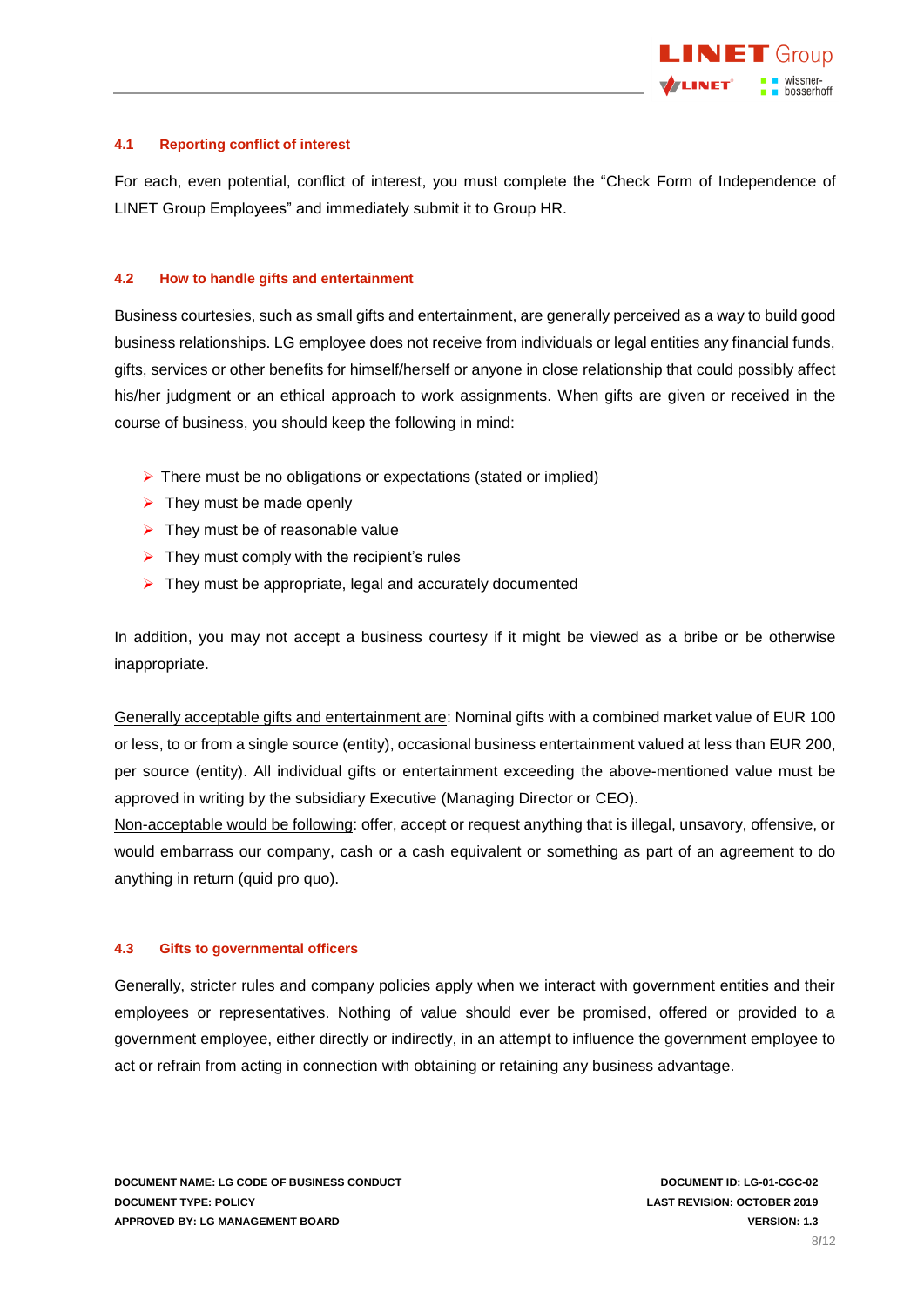### 4.1 Reporting conflict of interest

For each, even potential, conflict of interest, you must complete the "Check Form of Independence of LINET Group Employees" and immediately submit it to Group HR.

### 4.2 How to handle gifts and entertainment

Business courtesies, such as small gifts and entertainment, are generally perceived as a way to build good business relationships. LG employee does not receive from individuals or legal entities any financial funds, gifts, services or other benefits for himself/herself or anyone in close relationship that could possibly affect his/her judgment or an ethical approach to work assignments. When gifts are given or received in the course of business, you should keep the following in mind:

- There must be no obligations or expectations (stated or implied)
- They must be made openly
- They must be of reasonable value
- They must comply with the recipient's rules
- They must be appropriate, legal and accurately documented

In addition, you may not accept a business courtesy if it might be viewed as a bribe or be otherwise inappropriate.

Generally acceptable gifts and entertainment are: Nominal gifts with a combined market value of EUR 100 or less, to or from a single source (entity), occasional business entertainment valued at less than EUR 200, per source (entity). All individual gifts or entertainment exceeding the above-mentioned value must be approved in writing by the subsidiary Executive (Managing Director or CEO).

Non-acceptable would be following: offer, accept or request anything that is illegal, unsavory, offensive, or would embarrass our company, cash or a cash equivalent or something as part of an agreement to do anything in return (quid pro quo).

### 4.3 Gifts to governmental officers

Generally, stricter rules and company policies apply when we interact with government entities and their employees or representatives. Nothing of value should ever be promised, offered or provided to a government employee, either directly or indirectly, in an attempt to influence the government employee to act or refrain from acting in connection with obtaining or retaining any business advantage.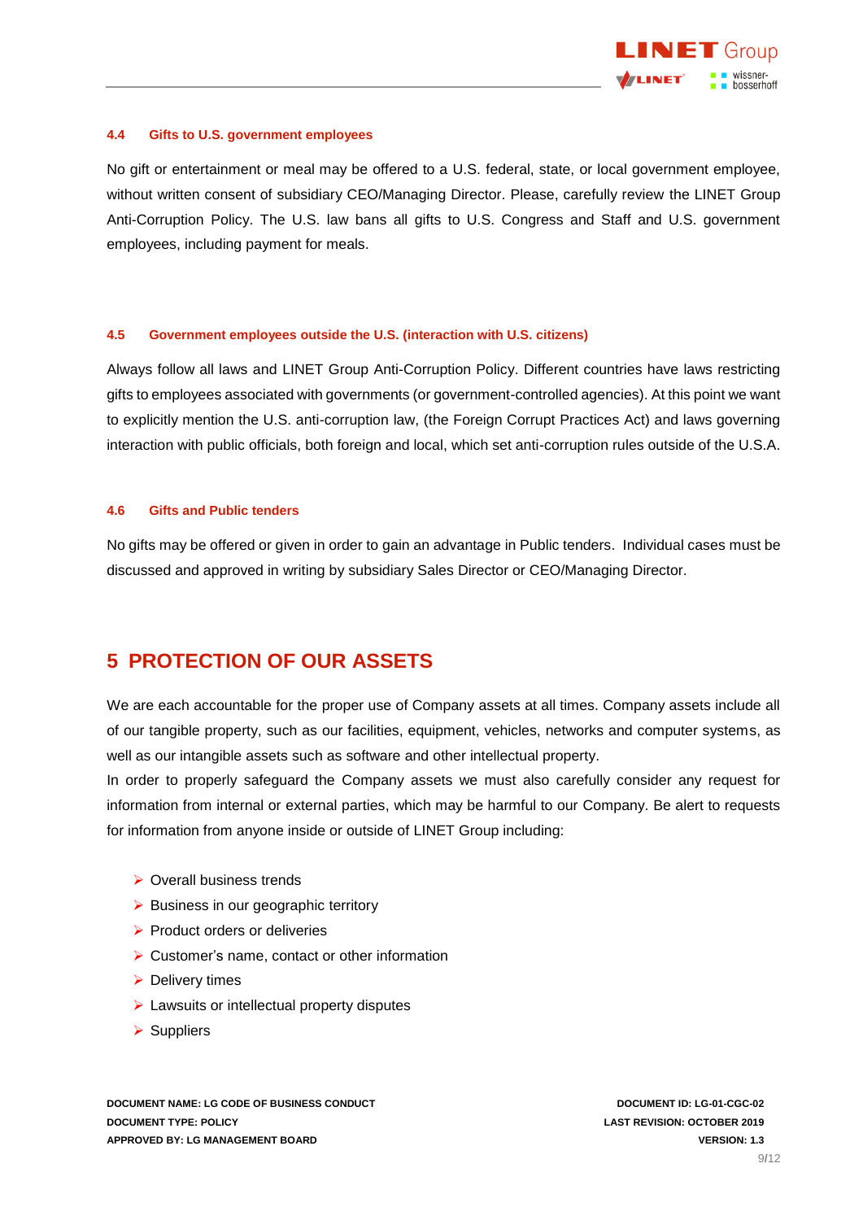### 4.4 Gifts to U.S. government employees

No gift or entertainment or meal may be offered to a U.S. federal, state, or local government employee, without written consent of subsidiary CEO/Managing Director. Please, carefully review the LINET Group Anti-Corruption Policy. The U.S. law bans all gifts to U.S. Congress and Staff and U.S. government employees, including payment for meals.

### 4.5 Government employees outside the U.S. (interaction with U.S. citizens)

Always follow all laws and LINET Group Anti-Corruption Policy. Different countries have laws restricting gifts to employees associated with governments (or government-controlled agencies). At this point we want to explicitly mention the U.S. anti-corruption law, (the Foreign Corrupt Practices Act) and laws governing interaction with public officials, both foreign and local, which set anti-corruption rules outside of the U.S.A.

### 4.6 Gifts and Public tenders

No gifts may be offered or given in order to gain an advantage in Public tenders. Individual cases must be discussed and approved in writing by subsidiary Sales Director or CEO/Managing Director.

## 5 PROTECTION OF OUR ASSETS

We are each accountable for the proper use of Company assets at all times. Company assets include all of our tangible property, such as our facilities, equipment, vehicles, networks and computer systems, as well as our intangible assets such as software and other intellectual property.

In order to properly safeguard the Company assets we must also carefully consider any request for information from internal or external parties, which may be harmful to our Company. Be alert to requests for information from anyone inside or outside of LINET Group including:

- Overall business trends
- Business in our geographic territory
- Product orders or deliveries
- Customer's name, contact or other information
- Delivery times
- Lawsuits or intellectual property disputes
- Suppliers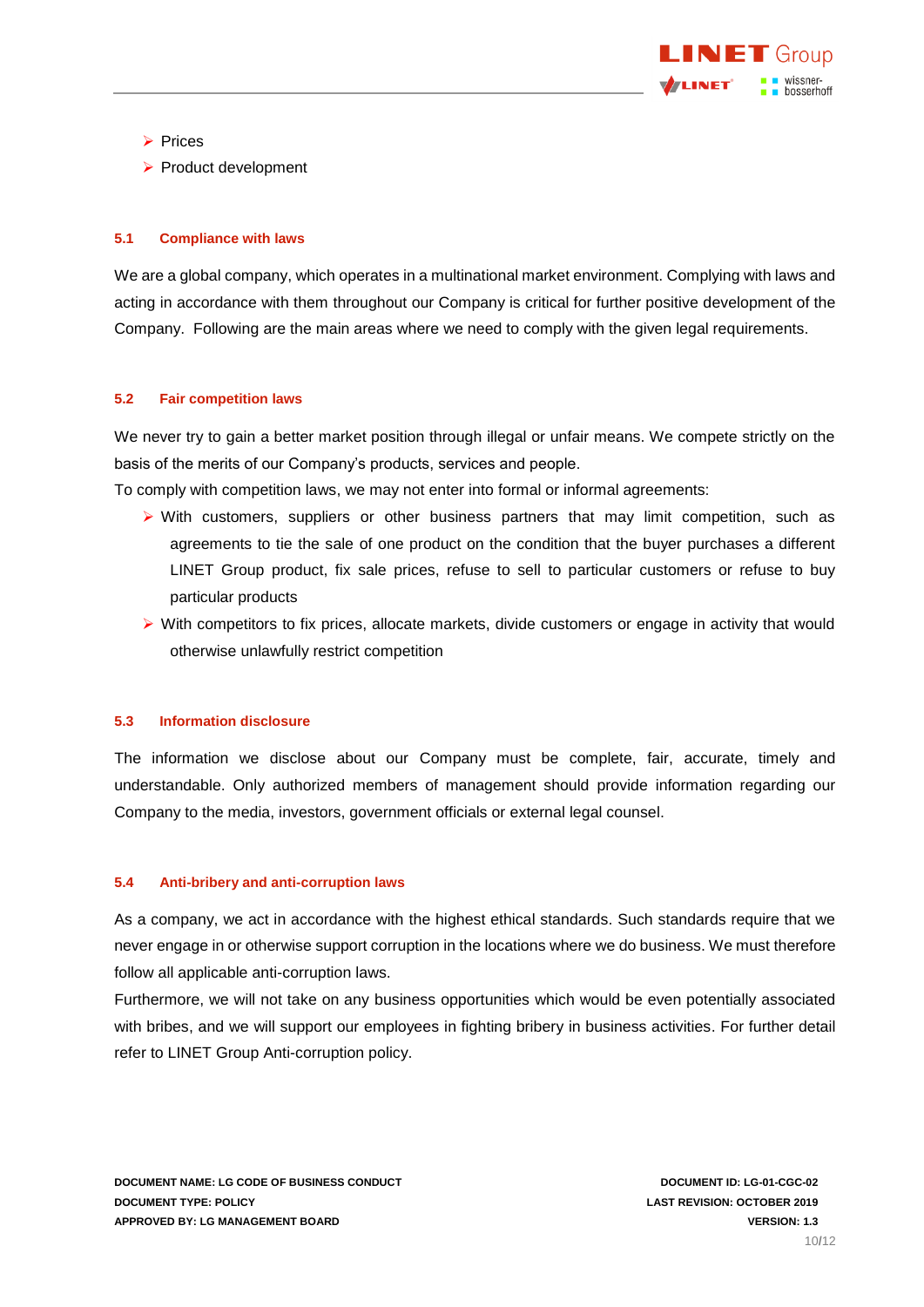- Prices
- Product development

### 5.1 Compliance with laws

We are a global company, which operates in a multinational market environment. Complying with laws and acting in accordance with them throughout our Company is critical for further positive development of the Company. Following are the main areas where we need to comply with the given legal requirements.

### 5.2 Fair competition laws

We never try to gain a better market position through illegal or unfair means. We compete strictly on the basis of the merits of our Company's products, services and people.

To comply with competition laws, we may not enter into formal or informal agreements:

- With customers, suppliers or other business partners that may limit competition, such as agreements to tie the sale of one product on the condition that the buyer purchases a different LINET Group product, fix sale prices, refuse to sell to particular customers or refuse to buy particular products
- With competitors to fix prices, allocate markets, divide customers or engage in activity that would otherwise unlawfully restrict competition

### 5.3 Information disclosure

The information we disclose about our Company must be complete, fair, accurate, timely and understandable. Only authorized members of management should provide information regarding our Company to the media, investors, government officials or external legal counsel.

### 5.4 Anti-bribery and anti-corruption laws

As a company, we act in accordance with the highest ethical standards. Such standards require that we never engage in or otherwise support corruption in the locations where we do business. We must therefore follow all applicable anti-corruption laws.

Furthermore, we will not take on any business opportunities which would be even potentially associated with bribes, and we will support our employees in fighting bribery in business activities. For further detail refer to LINET Group Anti-corruption policy.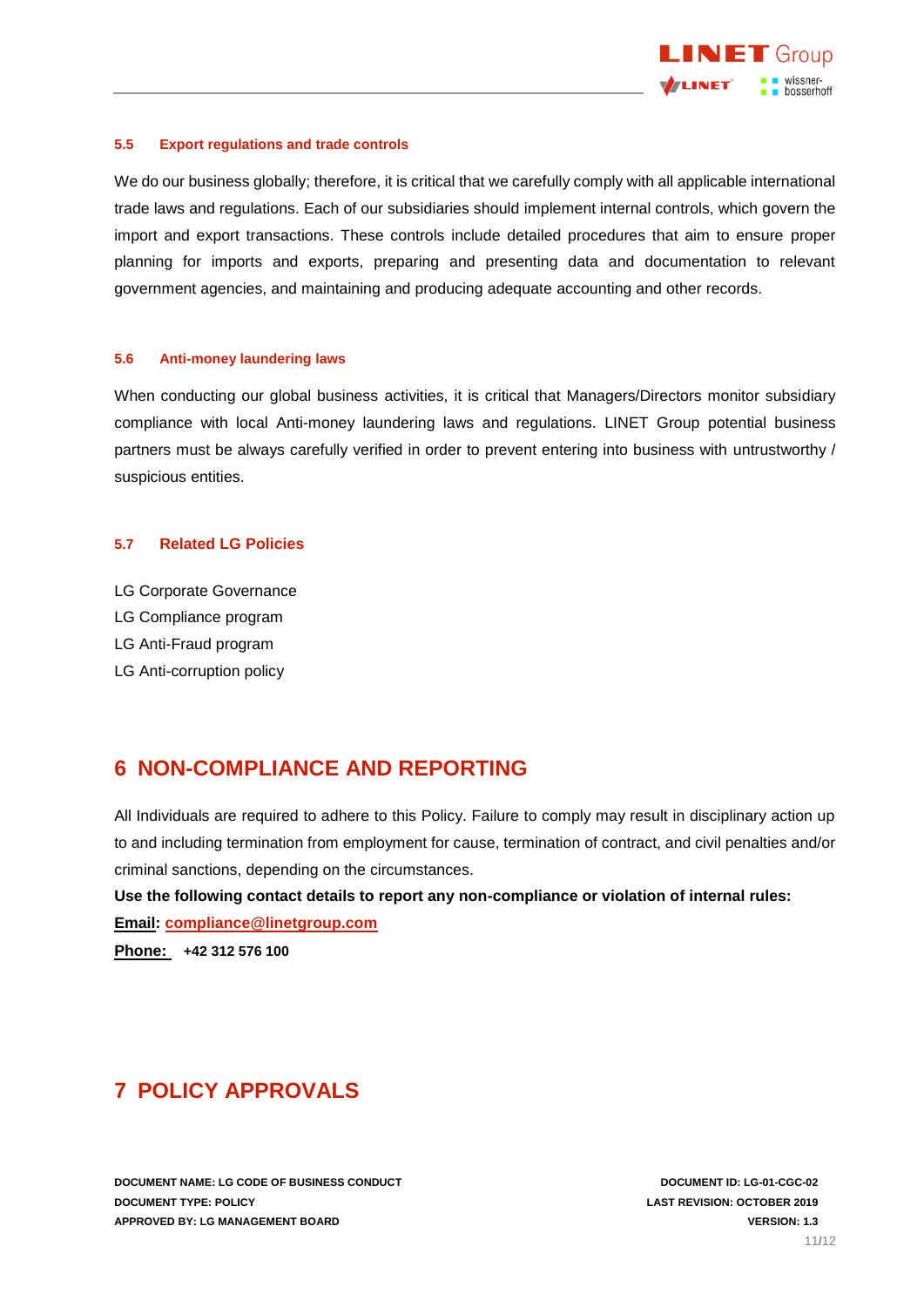### 5.5 Export regulations and trade controls

We do our business globally; therefore, it is critical that we carefully comply with all applicable international trade laws and regulations. Each of our subsidiaries should implement internal controls, which govern the import and export transactions. These controls include detailed procedures that aim to ensure proper planning for imports and exports, preparing and presenting data and documentation to relevant government agencies, and maintaining and producing adequate accounting and other records.

### 5.6 Anti-money laundering laws

When conducting our global business activities, it is critical that Managers/Directors monitor subsidiary compliance with local Anti-money laundering laws and regulations. LINET Group potential business partners must be always carefully verified in order to prevent entering into business with untrustworthy / suspicious entities.

### 5.7 Related LG Policies

LG Corporate Governance
LG Compliance program
LG Anti-Fraud program
LG Anti-corruption policy

## 6 NON-COMPLIANCE AND REPORTING

All Individuals are required to adhere to this Policy. Failure to comply may result in disciplinary action up to and including termination from employment for cause, termination of contract, and civil penalties and/or criminal sanctions, depending on the circumstances.

**Use the following contact details to report any non-compliance or violation of internal rules:**

**Email: compliance@linetgroup.com**

**Phone: +42 312 576 100**

## 7 POLICY APPROVALS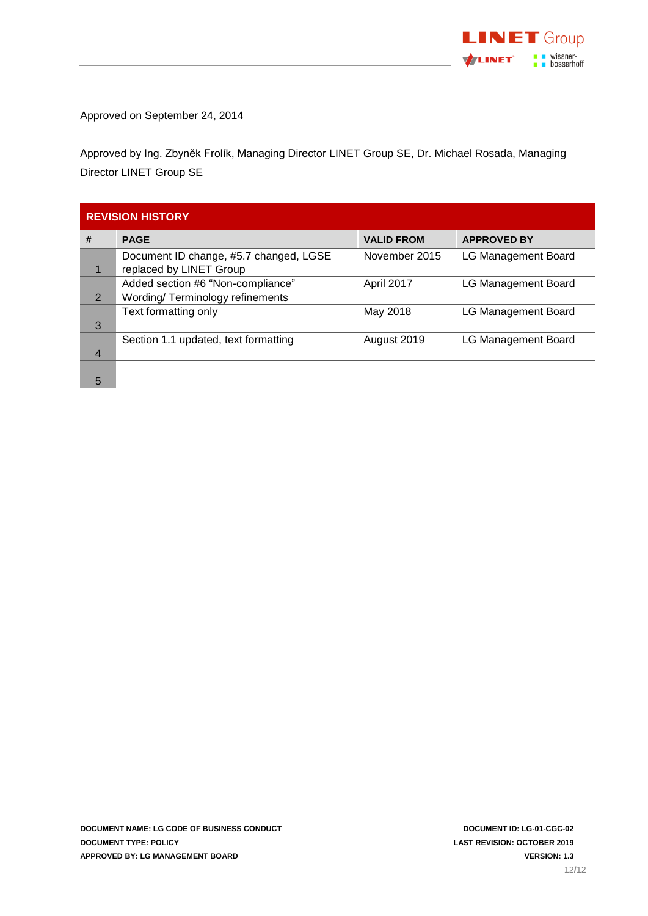Approved on September 24, 2014

Approved by Ing. Zbyněk Frolík, Managing Director LINET Group SE, Dr. Michael Rosada, Managing Director LINET Group SE

| REVISION HISTORY | | | |
|---|---|---|---|
| **#** | **PAGE** | **VALID FROM** | **APPROVED BY** |
| 1 | Document ID change, #5.7 changed, LGSE replaced by LINET Group | November 2015 | LG Management Board |
| 2 | Added section #6 "Non-compliance" Wording/ Terminology refinements | April 2017 | LG Management Board |
| 3 | Text formatting only | May 2018 | LG Management Board |
| 4 | Section 1.1 updated, text formatting | August 2019 | LG Management Board |
| 5 | | | |

**DOCUMENT NAME: LG CODE OF BUSINESS CONDUCT**
**DOCUMENT TYPE: POLICY**
**APPROVED BY: LG MANAGEMENT BOARD**

**DOCUMENT ID: LG-01-CGC-02**
**LAST REVISION: OCTOBER 2019**
**VERSION: 1.3**